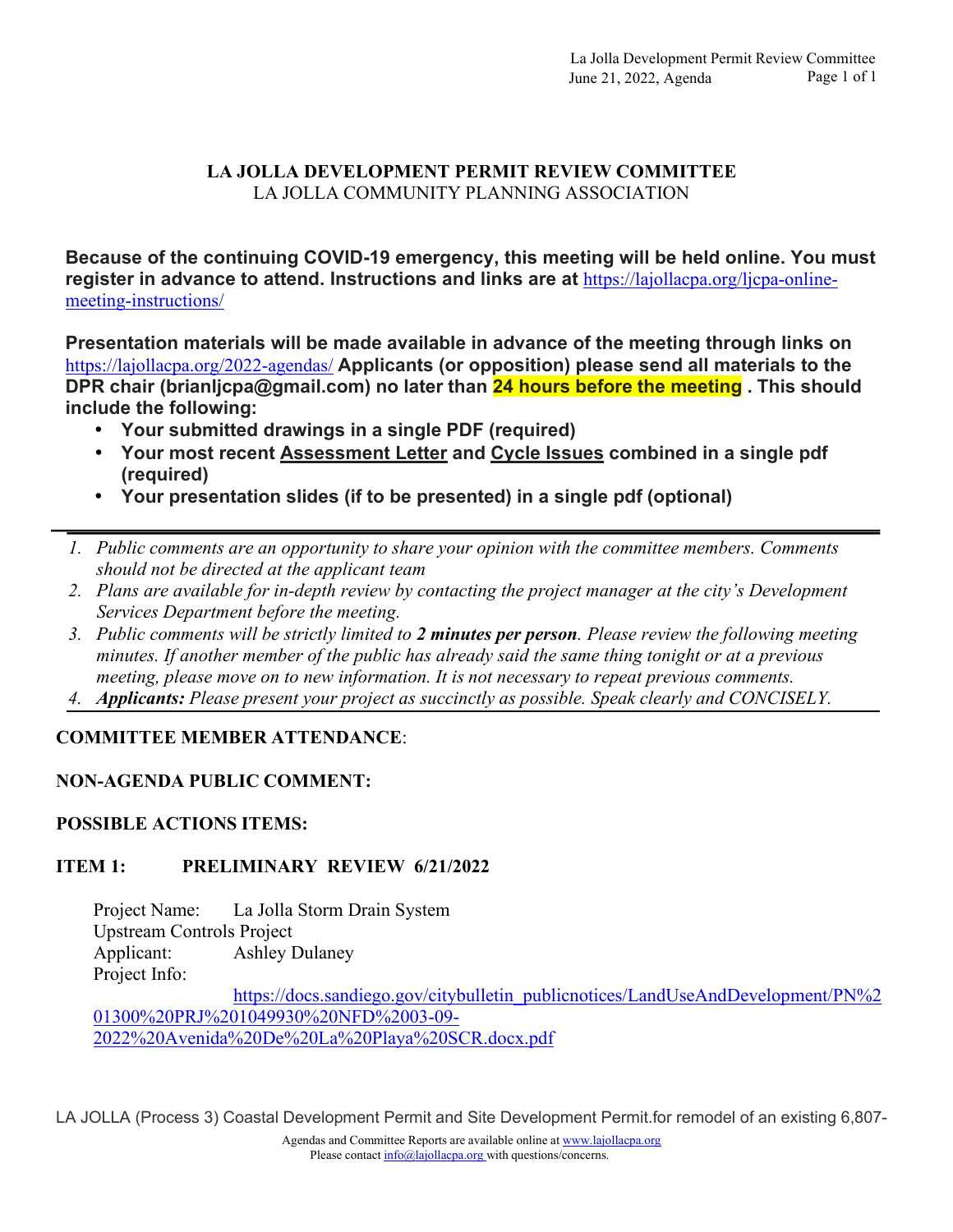# LA JOLLA DEVELOPMENT PERMIT REVIEW COMMITTEE

LA JOLLA COMMUNITY PLANNING ASSOCIATION

**Because of the continuing COVID-19 emergency, this meeting will be held online. You must register in advance to attend. Instructions and links are at** https://lajollacpa.org/ljcpa-online-meeting-instructions/

**Presentation materials will be made available in advance of the meeting through links on** https://lajollacpa.org/2022-agendas/ **Applicants (or opposition) please send all materials to the DPR chair (brianljcpa@gmail.com) no later than 24 hours before the meeting . This should include the following:**

- **Your submitted drawings in a single PDF (required)**
- **Your most recent Assessment Letter and Cycle Issues combined in a single pdf (required)**
- **Your presentation slides (if to be presented) in a single pdf (optional)**

---

1. *Public comments are an opportunity to share your opinion with the committee members. Comments should not be directed at the applicant team*
2. *Plans are available for in-depth review by contacting the project manager at the city's Development Services Department before the meeting.*
3. *Public comments will be strictly limited to **2 minutes per person**. Please review the following meeting minutes. If another member of the public has already said the same thing tonight or at a previous meeting, please move on to new information. It is not necessary to repeat previous comments.*
4. ***Applicants:** Please present your project as succinctly as possible. Speak clearly and CONCISELY.*

---

**COMMITTEE MEMBER ATTENDANCE**:

**NON-AGENDA PUBLIC COMMENT:**

**POSSIBLE ACTIONS ITEMS:**

**ITEM 1: PRELIMINARY REVIEW 6/21/2022**

Project Name: La Jolla Storm Drain System Upstream Controls Project
Applicant: Ashley Dulaney
Project Info: https://docs.sandiego.gov/citybulletin_publicnotices/LandUseAndDevelopment/PN%201300%20PRJ%201049930%20NFD%2003-09-2022%20Avenida%20De%20La%20Playa%20SCR.docx.pdf

LA JOLLA (Process 3) Coastal Development Permit and Site Development Permit.for remodel of an existing 6,807-

Agendas and Committee Reports are available online at www.lajollacpa.org
Please contact info@lajollacpa.org with questions/concerns.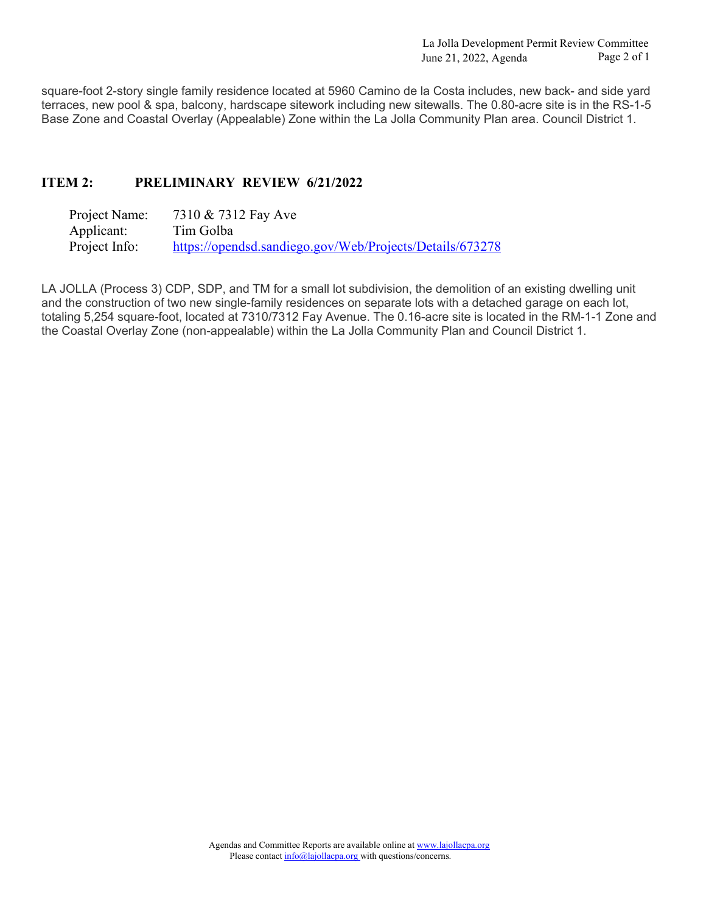square-foot 2-story single family residence located at 5960 Camino de la Costa includes, new back- and side yard terraces, new pool & spa, balcony, hardscape sitework including new sitewalls. The 0.80-acre site is in the RS-1-5 Base Zone and Coastal Overlay (Appealable) Zone within the La Jolla Community Plan area. Council District 1.

## ITEM 2: PRELIMINARY REVIEW 6/21/2022

| | |
|---|---|
| Project Name: | 7310 & 7312 Fay Ave |
| Applicant: | Tim Golba |
| Project Info: | https://opendsd.sandiego.gov/Web/Projects/Details/673278 |

LA JOLLA (Process 3) CDP, SDP, and TM for a small lot subdivision, the demolition of an existing dwelling unit and the construction of two new single-family residences on separate lots with a detached garage on each lot, totaling 5,254 square-foot, located at 7310/7312 Fay Avenue. The 0.16-acre site is located in the RM-1-1 Zone and the Coastal Overlay Zone (non-appealable) within the La Jolla Community Plan and Council District 1.

Agendas and Committee Reports are available online at www.lajollacpa.org
Please contact info@lajollacpa.org with questions/concerns.